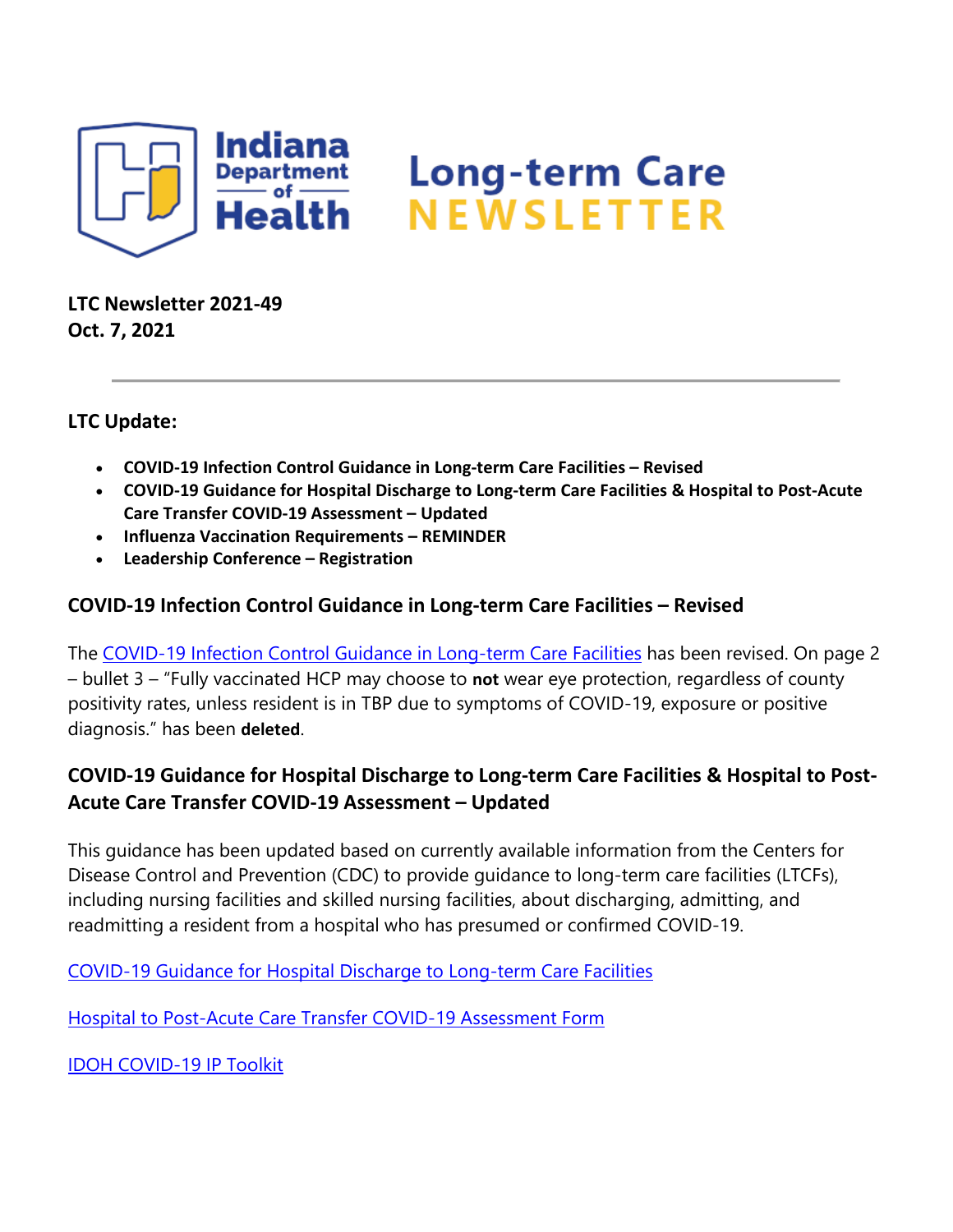# Indiana Department of Health Long-term Care NEWSLETTER

**LTC Newsletter 2021-49**
**Oct. 7, 2021**

---

**LTC Update:**

- **COVID-19 Infection Control Guidance in Long-term Care Facilities – Revised**
- **COVID-19 Guidance for Hospital Discharge to Long-term Care Facilities & Hospital to Post-Acute Care Transfer COVID-19 Assessment – Updated**
- **Influenza Vaccination Requirements – REMINDER**
- **Leadership Conference – Registration**

## COVID-19 Infection Control Guidance in Long-term Care Facilities – Revised

The COVID-19 Infection Control Guidance in Long-term Care Facilities has been revised. On page 2 – bullet 3 – "Fully vaccinated HCP may choose to **not** wear eye protection, regardless of county positivity rates, unless resident is in TBP due to symptoms of COVID-19, exposure or positive diagnosis." has been **deleted**.

## COVID-19 Guidance for Hospital Discharge to Long-term Care Facilities & Hospital to Post-Acute Care Transfer COVID-19 Assessment – Updated

This guidance has been updated based on currently available information from the Centers for Disease Control and Prevention (CDC) to provide guidance to long-term care facilities (LTCFs), including nursing facilities and skilled nursing facilities, about discharging, admitting, and readmitting a resident from a hospital who has presumed or confirmed COVID-19.

COVID-19 Guidance for Hospital Discharge to Long-term Care Facilities

Hospital to Post-Acute Care Transfer COVID-19 Assessment Form

IDOH COVID-19 IP Toolkit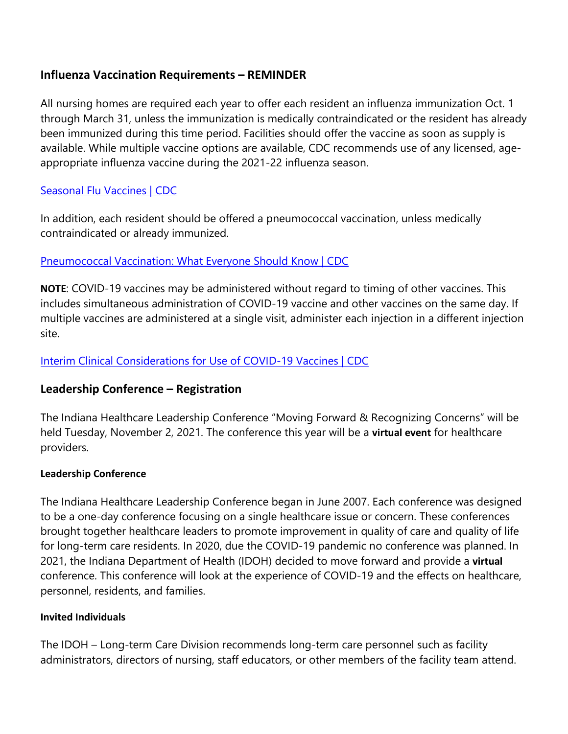## Influenza Vaccination Requirements – REMINDER

All nursing homes are required each year to offer each resident an influenza immunization Oct. 1 through March 31, unless the immunization is medically contraindicated or the resident has already been immunized during this time period. Facilities should offer the vaccine as soon as supply is available. While multiple vaccine options are available, CDC recommends use of any licensed, age-appropriate influenza vaccine during the 2021-22 influenza season.

[Seasonal Flu Vaccines | CDC]()

In addition, each resident should be offered a pneumococcal vaccination, unless medically contraindicated or already immunized.

[Pneumococcal Vaccination: What Everyone Should Know | CDC]()

**NOTE**: COVID-19 vaccines may be administered without regard to timing of other vaccines. This includes simultaneous administration of COVID-19 vaccine and other vaccines on the same day. If multiple vaccines are administered at a single visit, administer each injection in a different injection site.

[Interim Clinical Considerations for Use of COVID-19 Vaccines | CDC]()

## Leadership Conference – Registration

The Indiana Healthcare Leadership Conference "Moving Forward & Recognizing Concerns" will be held Tuesday, November 2, 2021. The conference this year will be a **virtual event** for healthcare providers.

#### Leadership Conference

The Indiana Healthcare Leadership Conference began in June 2007. Each conference was designed to be a one-day conference focusing on a single healthcare issue or concern. These conferences brought together healthcare leaders to promote improvement in quality of care and quality of life for long-term care residents. In 2020, due the COVID-19 pandemic no conference was planned. In 2021, the Indiana Department of Health (IDOH) decided to move forward and provide a **virtual** conference. This conference will look at the experience of COVID-19 and the effects on healthcare, personnel, residents, and families.

#### Invited Individuals

The IDOH – Long-term Care Division recommends long-term care personnel such as facility administrators, directors of nursing, staff educators, or other members of the facility team attend.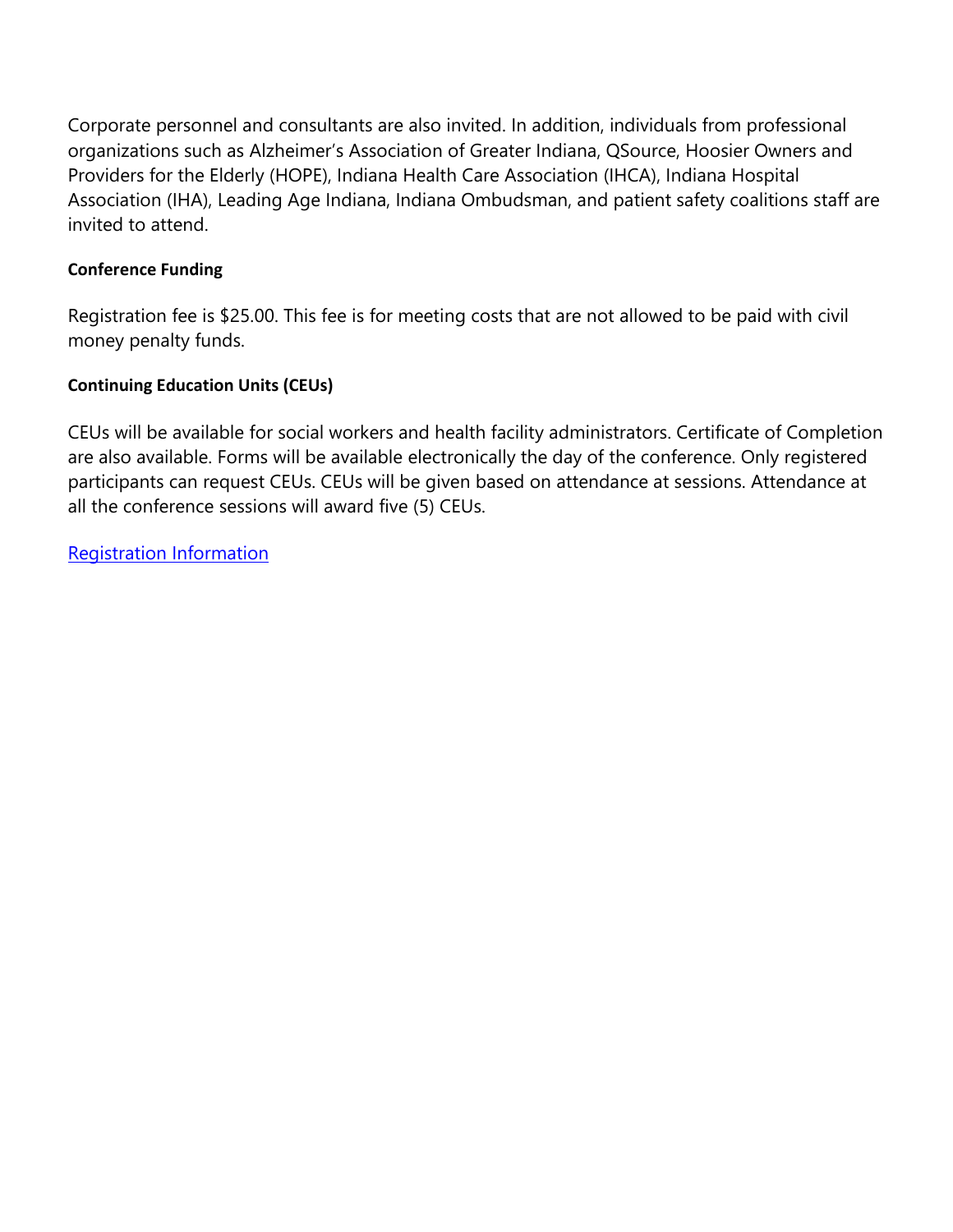Corporate personnel and consultants are also invited. In addition, individuals from professional organizations such as Alzheimer's Association of Greater Indiana, QSource, Hoosier Owners and Providers for the Elderly (HOPE), Indiana Health Care Association (IHCA), Indiana Hospital Association (IHA), Leading Age Indiana, Indiana Ombudsman, and patient safety coalitions staff are invited to attend.

**Conference Funding**

Registration fee is $25.00. This fee is for meeting costs that are not allowed to be paid with civil money penalty funds.

**Continuing Education Units (CEUs)**

CEUs will be available for social workers and health facility administrators. Certificate of Completion are also available. Forms will be available electronically the day of the conference. Only registered participants can request CEUs. CEUs will be given based on attendance at sessions. Attendance at all the conference sessions will award five (5) CEUs.

Registration Information